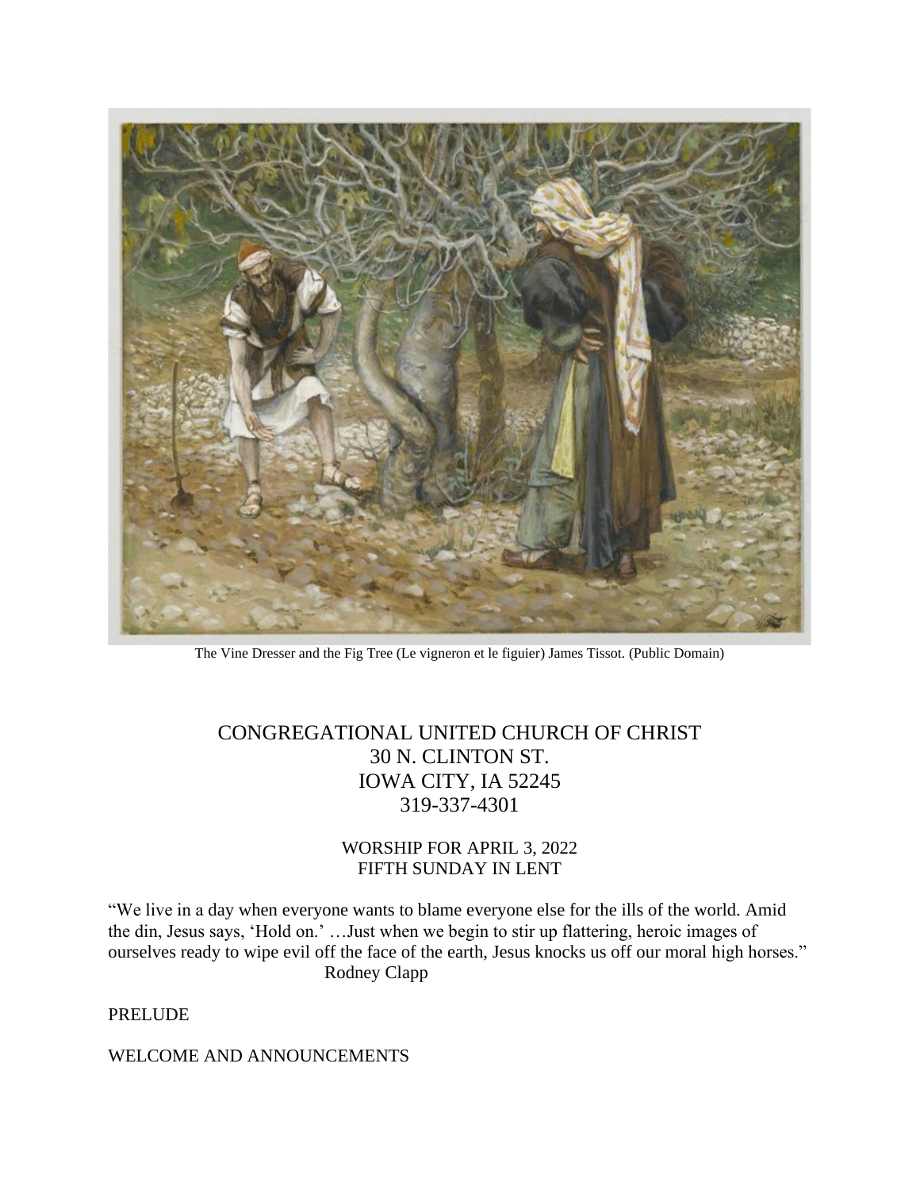The Vine Dresser and the Fig Tree (Le vigneron et le figuier) James Tissot. (Public Domain)

# CONGREGATIONAL UNITED CHURCH OF CHRIST
30 N. CLINTON ST.
IOWA CITY, IA 52245
319-337-4301

WORSHIP FOR APRIL 3, 2022
FIFTH SUNDAY IN LENT

"We live in a day when everyone wants to blame everyone else for the ills of the world. Amid the din, Jesus says, 'Hold on.' …Just when we begin to stir up flattering, heroic images of ourselves ready to wipe evil off the face of the earth, Jesus knocks us off our moral high horses."
Rodney Clapp

PRELUDE

WELCOME AND ANNOUNCEMENTS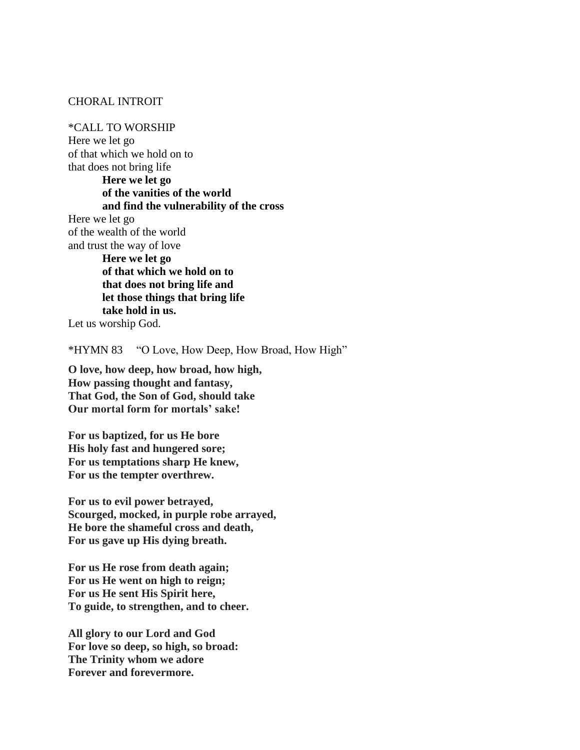CHORAL INTROIT

*CALL TO WORSHIP

Here we let go
of that which we hold on to
that does not bring life

> **Here we let go**
> **of the vanities of the world**
> **and find the vulnerability of the cross**

Here we let go
of the wealth of the world
and trust the way of love

> **Here we let go**
> **of that which we hold on to**
> **that does not bring life and**
> **let those things that bring life**
> **take hold in us.**

Let us worship God.

*HYMN 83 "O Love, How Deep, How Broad, How High"

**O love, how deep, how broad, how high,**
**How passing thought and fantasy,**
**That God, the Son of God, should take**
**Our mortal form for mortals' sake!**

**For us baptized, for us He bore**
**His holy fast and hungered sore;**
**For us temptations sharp He knew,**
**For us the tempter overthrew.**

**For us to evil power betrayed,**
**Scourged, mocked, in purple robe arrayed,**
**He bore the shameful cross and death,**
**For us gave up His dying breath.**

**For us He rose from death again;**
**For us He went on high to reign;**
**For us He sent His Spirit here,**
**To guide, to strengthen, and to cheer.**

**All glory to our Lord and God**
**For love so deep, so high, so broad:**
**The Trinity whom we adore**
**Forever and forevermore.**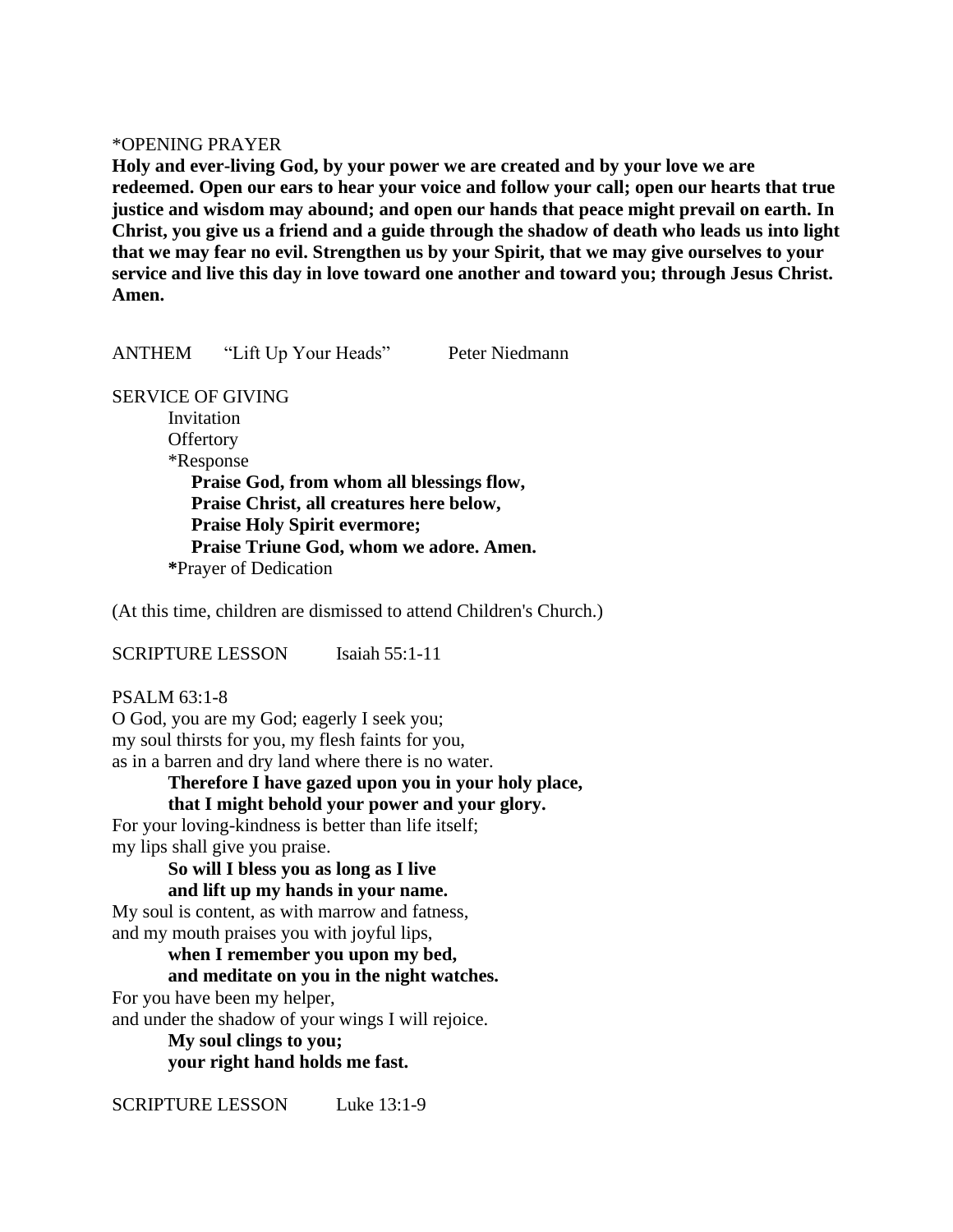*OPENING PRAYER

**Holy and ever-living God, by your power we are created and by your love we are redeemed. Open our ears to hear your voice and follow your call; open our hearts that true justice and wisdom may abound; and open our hands that peace might prevail on earth. In Christ, you give us a friend and a guide through the shadow of death who leads us into light that we may fear no evil. Strengthen us by your Spirit, that we may give ourselves to your service and live this day in love toward one another and toward you; through Jesus Christ. Amen.**

ANTHEM "Lift Up Your Heads" Peter Niedmann

SERVICE OF GIVING

Invitation
Offertory
*Response

**Praise God, from whom all blessings flow,**
**Praise Christ, all creatures here below,**
**Praise Holy Spirit evermore;**
**Praise Triune God, whom we adore. Amen.**

***Prayer of Dedication**

(At this time, children are dismissed to attend Children's Church.)

SCRIPTURE LESSON Isaiah 55:1-11

PSALM 63:1-8

O God, you are my God; eagerly I seek you;
my soul thirsts for you, my flesh faints for you,
as in a barren and dry land where there is no water.

**Therefore I have gazed upon you in your holy place,**
**that I might behold your power and your glory.**

For your loving-kindness is better than life itself;
my lips shall give you praise.

**So will I bless you as long as I live**
**and lift up my hands in your name.**

My soul is content, as with marrow and fatness,
and my mouth praises you with joyful lips,

**when I remember you upon my bed,**
**and meditate on you in the night watches.**

For you have been my helper,
and under the shadow of your wings I will rejoice.

**My soul clings to you;**
**your right hand holds me fast.**

SCRIPTURE LESSON Luke 13:1-9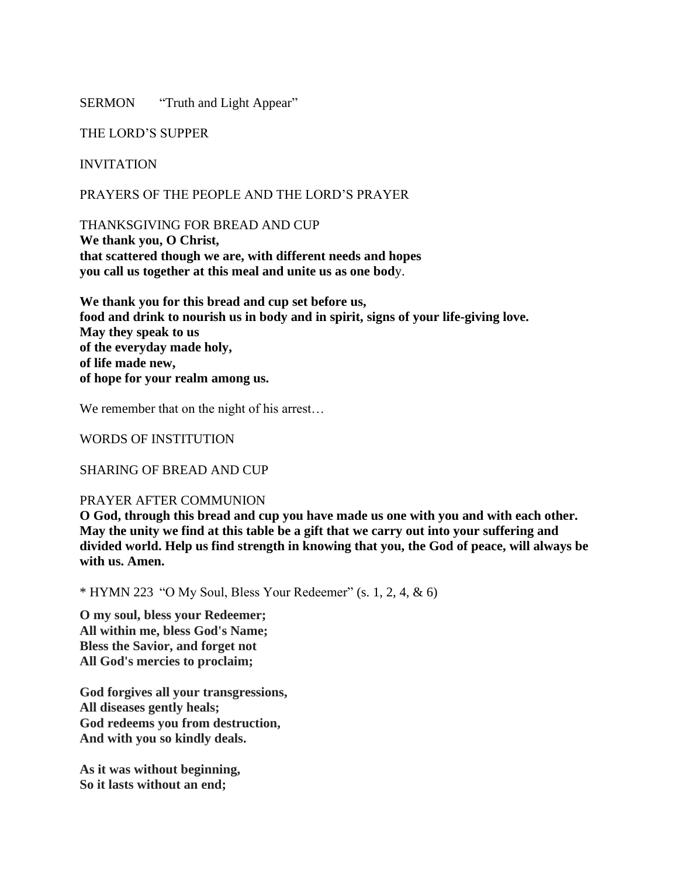SERMON "Truth and Light Appear"

THE LORD'S SUPPER

INVITATION

PRAYERS OF THE PEOPLE AND THE LORD'S PRAYER

THANKSGIVING FOR BREAD AND CUP
**We thank you, O Christ,**
**that scattered though we are, with different needs and hopes**
**you call us together at this meal and unite us as one body.**

**We thank you for this bread and cup set before us,**
**food and drink to nourish us in body and in spirit, signs of your life-giving love.**
**May they speak to us**
**of the everyday made holy,**
**of life made new,**
**of hope for your realm among us.**

We remember that on the night of his arrest…

WORDS OF INSTITUTION

SHARING OF BREAD AND CUP

PRAYER AFTER COMMUNION
**O God, through this bread and cup you have made us one with you and with each other. May the unity we find at this table be a gift that we carry out into your suffering and divided world. Help us find strength in knowing that you, the God of peace, will always be with us. Amen.**

* HYMN 223 "O My Soul, Bless Your Redeemer" (s. 1, 2, 4, & 6)

**O my soul, bless your Redeemer;**
**All within me, bless God's Name;**
**Bless the Savior, and forget not**
**All God's mercies to proclaim;**

**God forgives all your transgressions,**
**All diseases gently heals;**
**God redeems you from destruction,**
**And with you so kindly deals.**

**As it was without beginning,**
**So it lasts without an end;**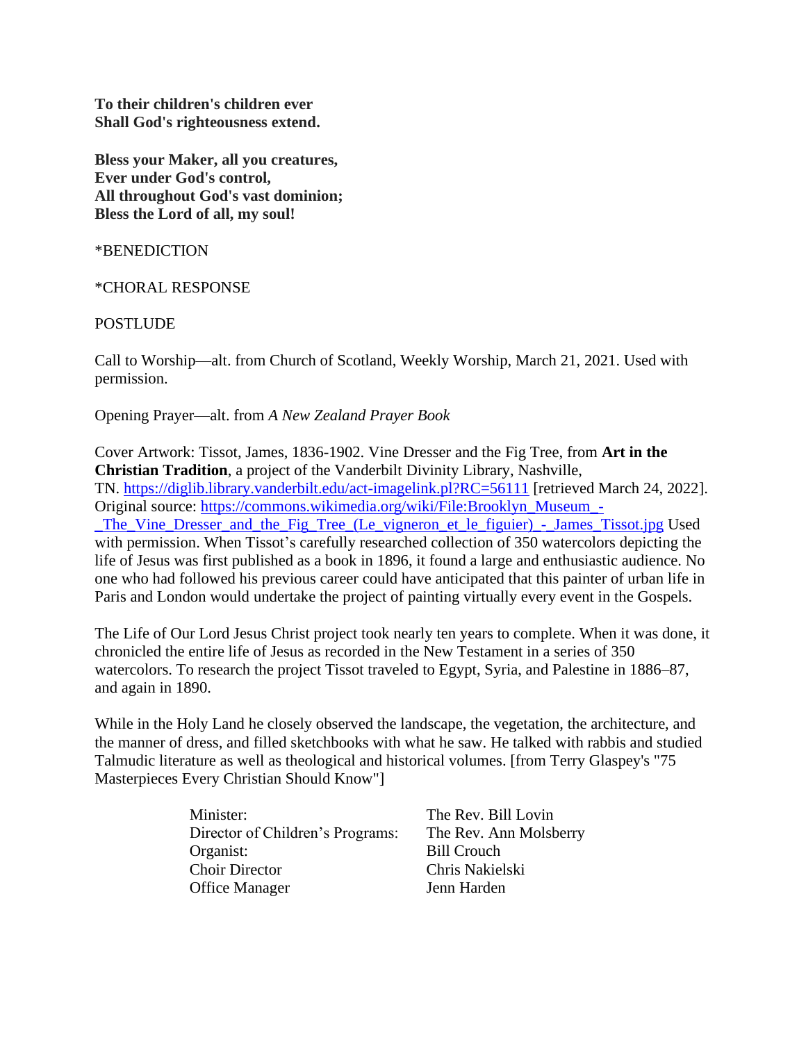**To their children's children ever**
**Shall God's righteousness extend.**

**Bless your Maker, all you creatures,**
**Ever under God's control,**
**All throughout God's vast dominion;**
**Bless the Lord of all, my soul!**

*BENEDICTION

*CHORAL RESPONSE

POSTLUDE

Call to Worship—alt. from Church of Scotland, Weekly Worship, March 21, 2021. Used with permission.

Opening Prayer—alt. from *A New Zealand Prayer Book*

Cover Artwork: Tissot, James, 1836-1902. Vine Dresser and the Fig Tree, from **Art in the Christian Tradition**, a project of the Vanderbilt Divinity Library, Nashville, TN. https://diglib.library.vanderbilt.edu/act-imagelink.pl?RC=56111 [retrieved March 24, 2022]. Original source: https://commons.wikimedia.org/wiki/File:Brooklyn_Museum_-_The_Vine_Dresser_and_the_Fig_Tree_(Le_vigneron_et_le_figuier)_-_James_Tissot.jpg Used with permission. When Tissot's carefully researched collection of 350 watercolors depicting the life of Jesus was first published as a book in 1896, it found a large and enthusiastic audience. No one who had followed his previous career could have anticipated that this painter of urban life in Paris and London would undertake the project of painting virtually every event in the Gospels.

The Life of Our Lord Jesus Christ project took nearly ten years to complete. When it was done, it chronicled the entire life of Jesus as recorded in the New Testament in a series of 350 watercolors. To research the project Tissot traveled to Egypt, Syria, and Palestine in 1886–87, and again in 1890.

While in the Holy Land he closely observed the landscape, the vegetation, the architecture, and the manner of dress, and filled sketchbooks with what he saw. He talked with rabbis and studied Talmudic literature as well as theological and historical volumes. [from Terry Glaspey's "75 Masterpieces Every Christian Should Know"]

| | |
|---|---|
| Minister: | The Rev. Bill Lovin |
| Director of Children's Programs: | The Rev. Ann Molsberry |
| Organist: | Bill Crouch |
| Choir Director | Chris Nakielski |
| Office Manager | Jenn Harden |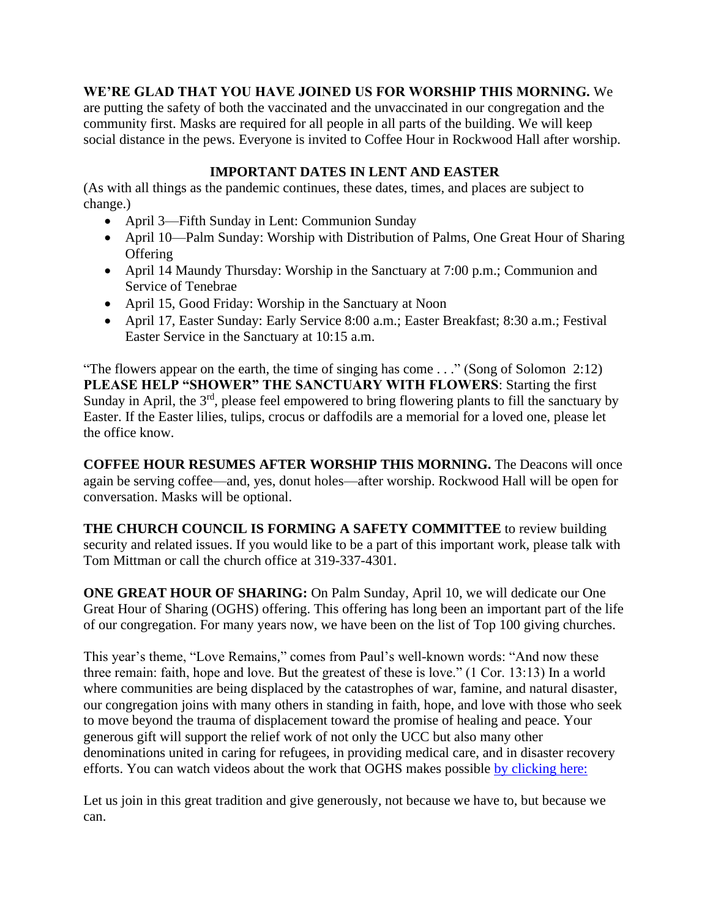**WE'RE GLAD THAT YOU HAVE JOINED US FOR WORSHIP THIS MORNING.** We are putting the safety of both the vaccinated and the unvaccinated in our congregation and the community first. Masks are required for all people in all parts of the building. We will keep social distance in the pews. Everyone is invited to Coffee Hour in Rockwood Hall after worship.

**IMPORTANT DATES IN LENT AND EASTER**

(As with all things as the pandemic continues, these dates, times, and places are subject to change.)

- April 3—Fifth Sunday in Lent: Communion Sunday
- April 10—Palm Sunday: Worship with Distribution of Palms, One Great Hour of Sharing Offering
- April 14 Maundy Thursday: Worship in the Sanctuary at 7:00 p.m.; Communion and Service of Tenebrae
- April 15, Good Friday: Worship in the Sanctuary at Noon
- April 17, Easter Sunday: Early Service 8:00 a.m.; Easter Breakfast; 8:30 a.m.; Festival Easter Service in the Sanctuary at 10:15 a.m.

"The flowers appear on the earth, the time of singing has come . . ." (Song of Solomon 2:12)
**PLEASE HELP "SHOWER" THE SANCTUARY WITH FLOWERS**: Starting the first Sunday in April, the 3rd, please feel empowered to bring flowering plants to fill the sanctuary by Easter. If the Easter lilies, tulips, crocus or daffodils are a memorial for a loved one, please let the office know.

**COFFEE HOUR RESUMES AFTER WORSHIP THIS MORNING.** The Deacons will once again be serving coffee—and, yes, donut holes—after worship. Rockwood Hall will be open for conversation. Masks will be optional.

**THE CHURCH COUNCIL IS FORMING A SAFETY COMMITTEE** to review building security and related issues. If you would like to be a part of this important work, please talk with Tom Mittman or call the church office at 319-337-4301.

**ONE GREAT HOUR OF SHARING:** On Palm Sunday, April 10, we will dedicate our One Great Hour of Sharing (OGHS) offering. This offering has long been an important part of the life of our congregation. For many years now, we have been on the list of Top 100 giving churches.

This year's theme, "Love Remains," comes from Paul's well-known words: "And now these three remain: faith, hope and love. But the greatest of these is love." (1 Cor. 13:13) In a world where communities are being displaced by the catastrophes of war, famine, and natural disaster, our congregation joins with many others in standing in faith, hope, and love with those who seek to move beyond the trauma of displacement toward the promise of healing and peace. Your generous gift will support the relief work of not only the UCC but also many other denominations united in caring for refugees, in providing medical care, and in disaster recovery efforts. You can watch videos about the work that OGHS makes possible by clicking here:

Let us join in this great tradition and give generously, not because we have to, but because we can.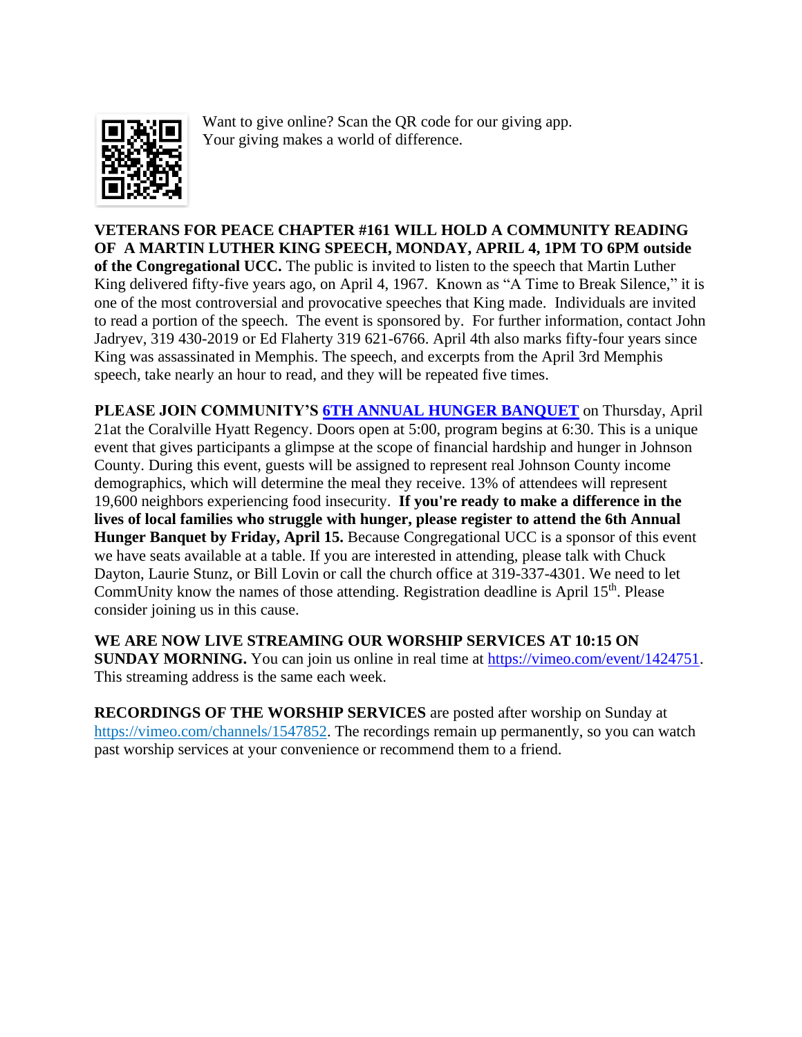Want to give online? Scan the QR code for our giving app.
Your giving makes a world of difference.

**VETERANS FOR PEACE CHAPTER #161 WILL HOLD A COMMUNITY READING OF A MARTIN LUTHER KING SPEECH, MONDAY, APRIL 4, 1PM TO 6PM outside of the Congregational UCC.** The public is invited to listen to the speech that Martin Luther King delivered fifty-five years ago, on April 4, 1967. Known as "A Time to Break Silence," it is one of the most controversial and provocative speeches that King made. Individuals are invited to read a portion of the speech. The event is sponsored by. For further information, contact John Jadryev, 319 430-2019 or Ed Flaherty 319 621-6766. April 4th also marks fifty-four years since King was assassinated in Memphis. The speech, and excerpts from the April 3rd Memphis speech, take nearly an hour to read, and they will be repeated five times.

**PLEASE JOIN COMMUNITY'S 6TH ANNUAL HUNGER BANQUET** on Thursday, April 21at the Coralville Hyatt Regency. Doors open at 5:00, program begins at 6:30. This is a unique event that gives participants a glimpse at the scope of financial hardship and hunger in Johnson County. During this event, guests will be assigned to represent real Johnson County income demographics, which will determine the meal they receive. 13% of attendees will represent 19,600 neighbors experiencing food insecurity. **If you're ready to make a difference in the lives of local families who struggle with hunger, please register to attend the 6th Annual Hunger Banquet by Friday, April 15.** Because Congregational UCC is a sponsor of this event we have seats available at a table. If you are interested in attending, please talk with Chuck Dayton, Laurie Stunz, or Bill Lovin or call the church office at 319-337-4301. We need to let CommUnity know the names of those attending. Registration deadline is April 15th. Please consider joining us in this cause.

**WE ARE NOW LIVE STREAMING OUR WORSHIP SERVICES AT 10:15 ON SUNDAY MORNING.** You can join us online in real time at https://vimeo.com/event/1424751. This streaming address is the same each week.

**RECORDINGS OF THE WORSHIP SERVICES** are posted after worship on Sunday at https://vimeo.com/channels/1547852. The recordings remain up permanently, so you can watch past worship services at your convenience or recommend them to a friend.